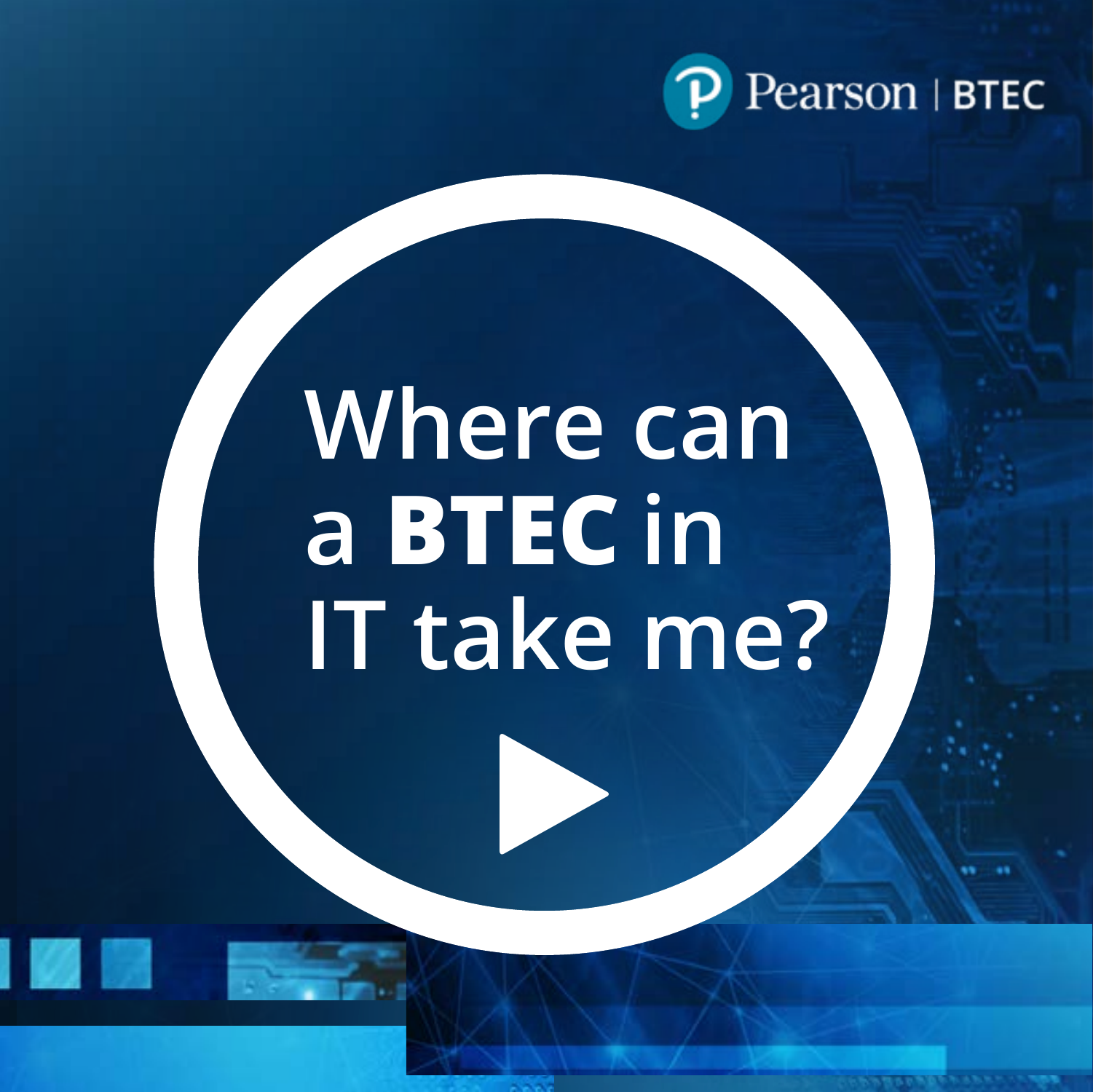Pearson | BTEC

# Where can a **BTEC** in IT take me?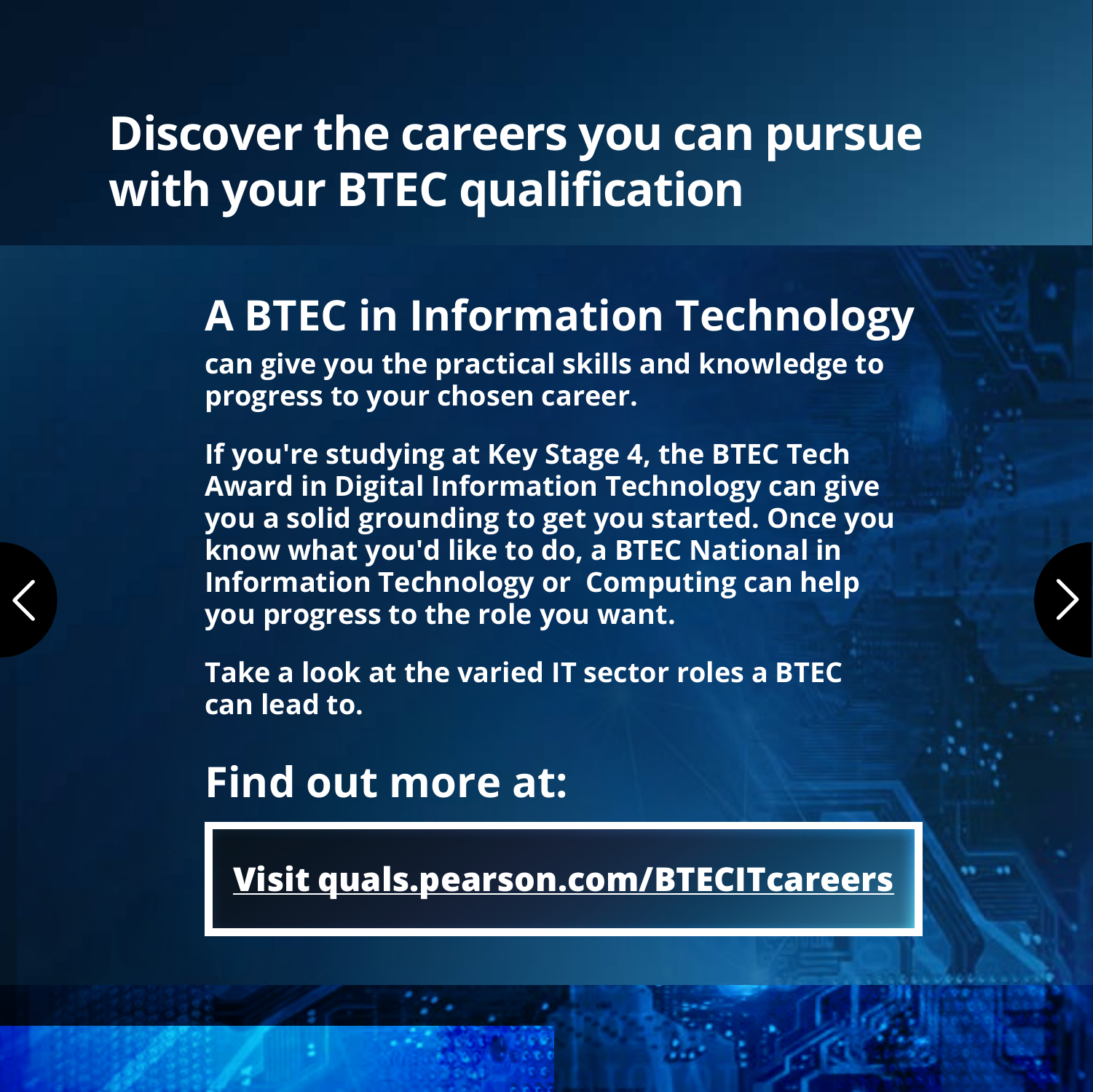# Discover the careers you can pursue with your BTEC qualification

## A BTEC in Information Technology

**can give you the practical skills and knowledge to progress to your chosen career.**

**If you're studying at Key Stage 4, the BTEC Tech Award in Digital Information Technology can give you a solid grounding to get you started. Once you know what you'd like to do, a BTEC National in Information Technology or Computing can help you progress to the role you want.**

**Take a look at the varied IT sector roles a BTEC can lead to.**

## Find out more at:

**Visit quals.pearson.com/BTECITcareers**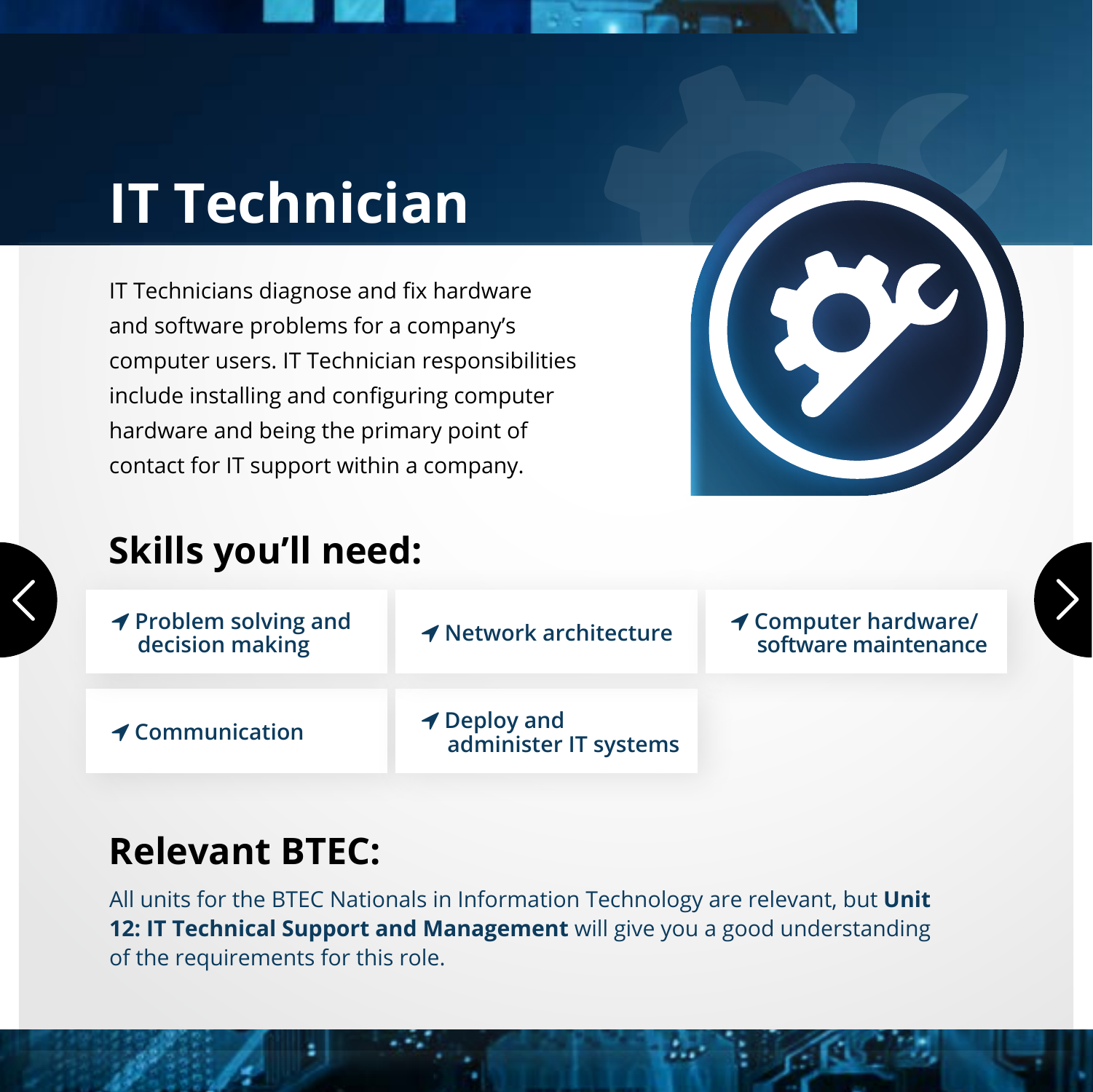# IT Technician

IT Technicians diagnose and fix hardware and software problems for a company's computer users. IT Technician responsibilities include installing and configuring computer hardware and being the primary point of contact for IT support within a company.

## Skills you'll need:

- Problem solving and decision making
- Network architecture
- Computer hardware/ software maintenance
- Communication
- Deploy and administer IT systems

## Relevant BTEC:

All units for the BTEC Nationals in Information Technology are relevant, but **Unit 12: IT Technical Support and Management** will give you a good understanding of the requirements for this role.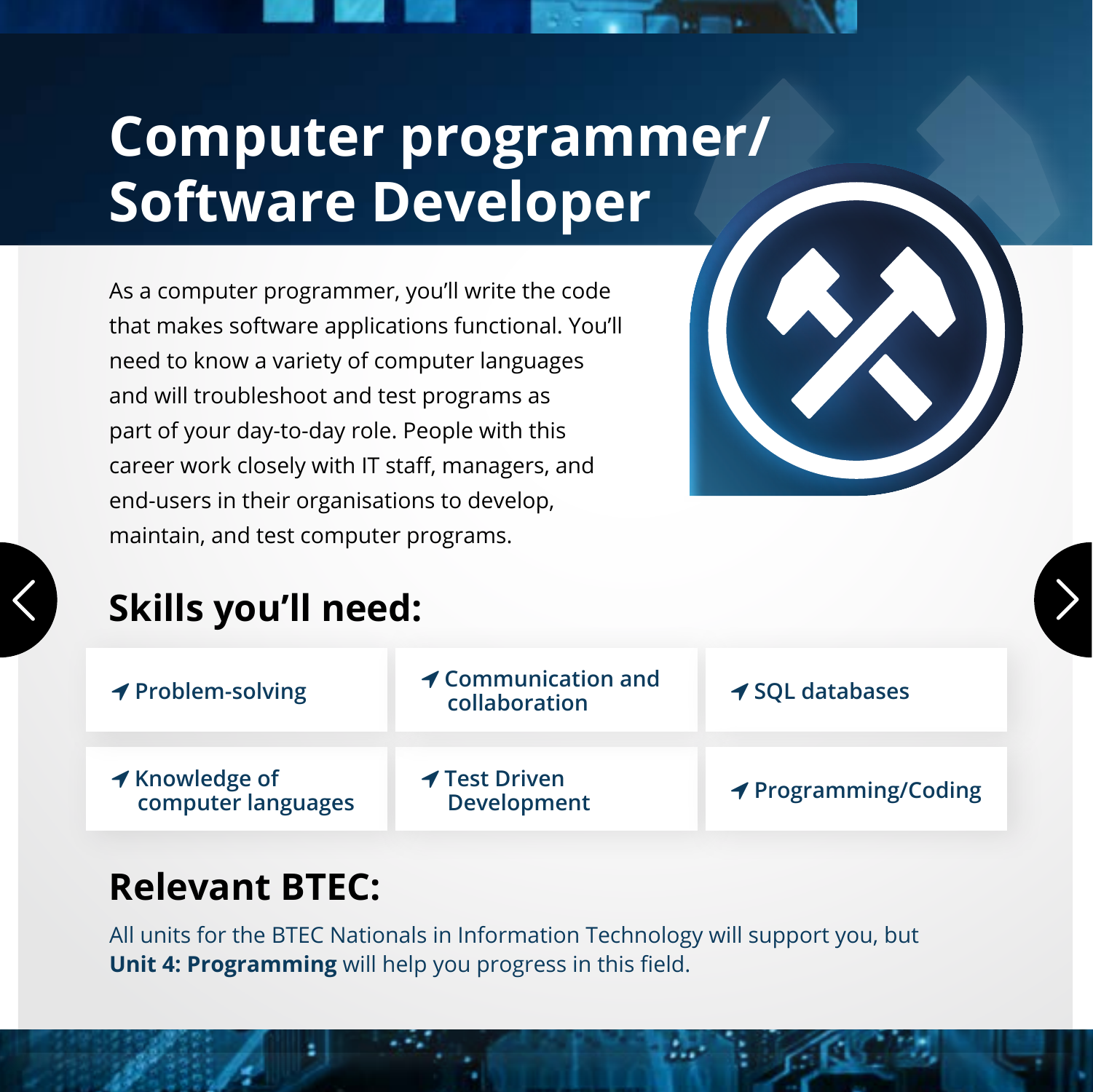# Computer programmer/ Software Developer

As a computer programmer, you'll write the code that makes software applications functional. You'll need to know a variety of computer languages and will troubleshoot and test programs as part of your day-to-day role. People with this career work closely with IT staff, managers, and end-users in their organisations to develop, maintain, and test computer programs.

## Skills you'll need:

- Problem-solving
- Communication and collaboration
- SQL databases
- Knowledge of computer languages
- Test Driven Development
- Programming/Coding

## Relevant BTEC:

All units for the BTEC Nationals in Information Technology will support you, but **Unit 4: Programming** will help you progress in this field.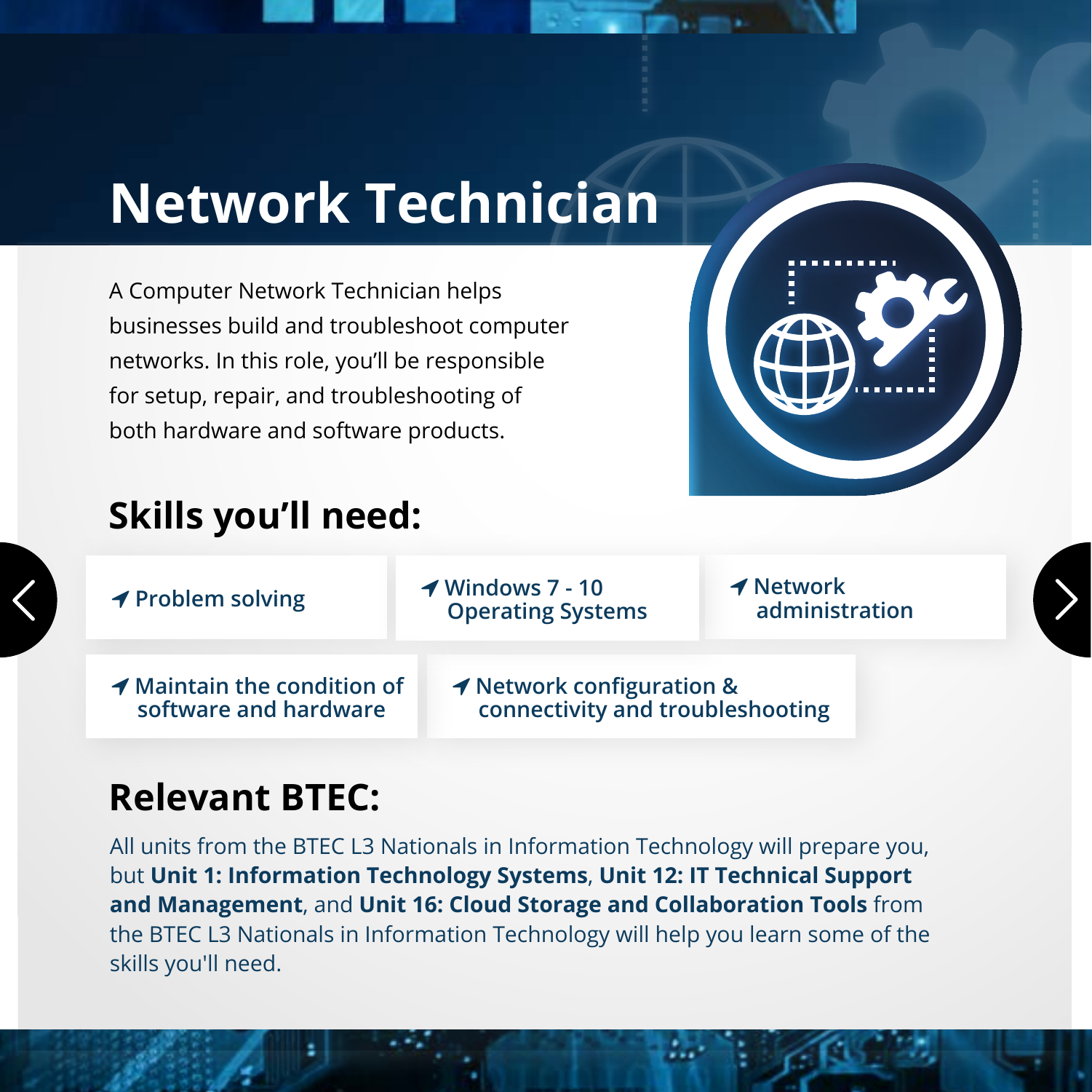# Network Technician

A Computer Network Technician helps businesses build and troubleshoot computer networks. In this role, you'll be responsible for setup, repair, and troubleshooting of both hardware and software products.

## Skills you'll need:

- Problem solving
- Windows 7 - 10 Operating Systems
- Network administration
- Maintain the condition of software and hardware
- Network configuration & connectivity and troubleshooting

## Relevant BTEC:

All units from the BTEC L3 Nationals in Information Technology will prepare you, but **Unit 1: Information Technology Systems**, **Unit 12: IT Technical Support and Management**, and **Unit 16: Cloud Storage and Collaboration Tools** from the BTEC L3 Nationals in Information Technology will help you learn some of the skills you'll need.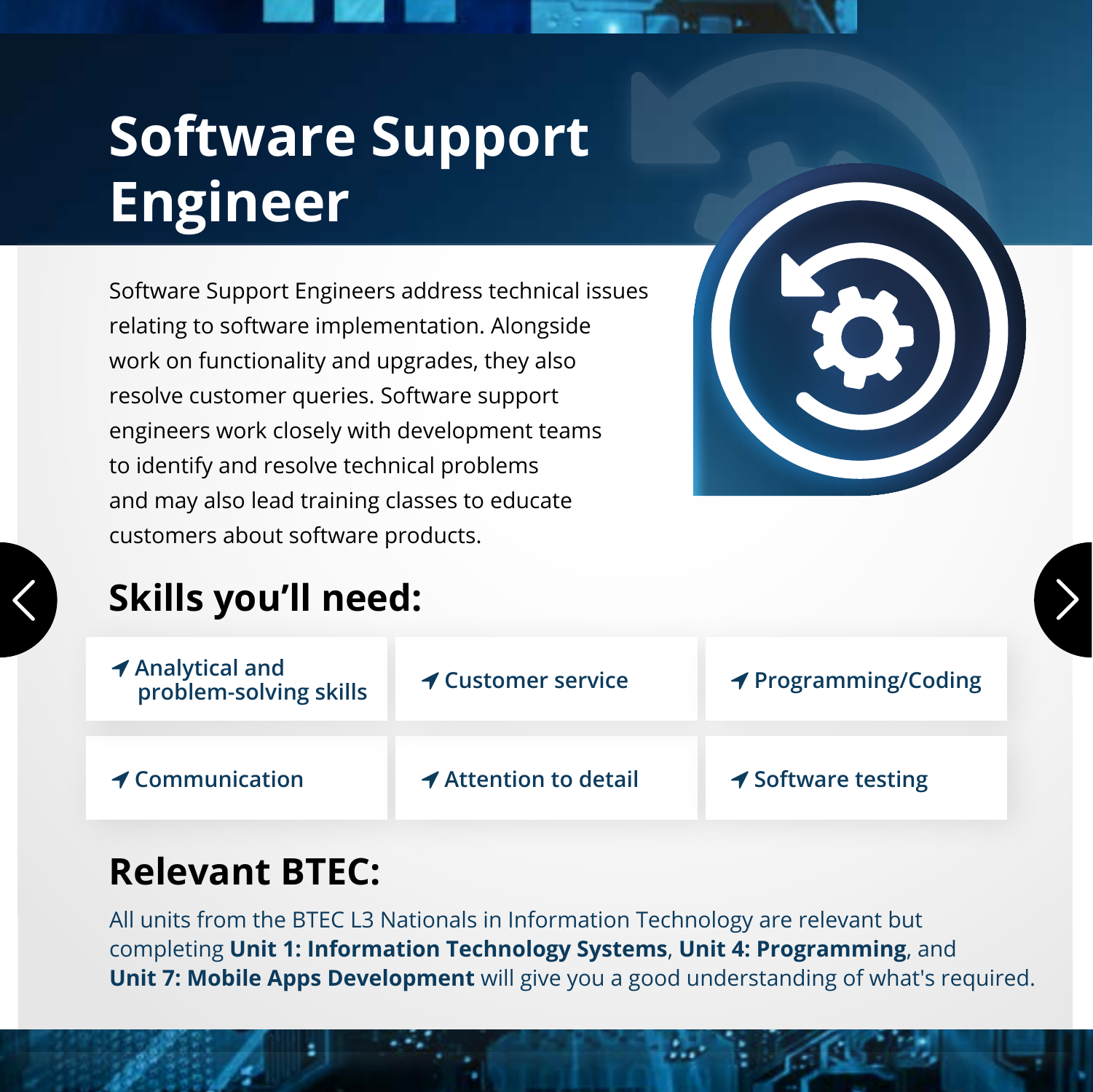# Software Support Engineer

Software Support Engineers address technical issues relating to software implementation. Alongside work on functionality and upgrades, they also resolve customer queries. Software support engineers work closely with development teams to identify and resolve technical problems and may also lead training classes to educate customers about software products.

## Skills you'll need:

- Analytical and problem-solving skills
- Customer service
- Programming/Coding
- Communication
- Attention to detail
- Software testing

## Relevant BTEC:

All units from the BTEC L3 Nationals in Information Technology are relevant but completing **Unit 1: Information Technology Systems**, **Unit 4: Programming**, and **Unit 7: Mobile Apps Development** will give you a good understanding of what's required.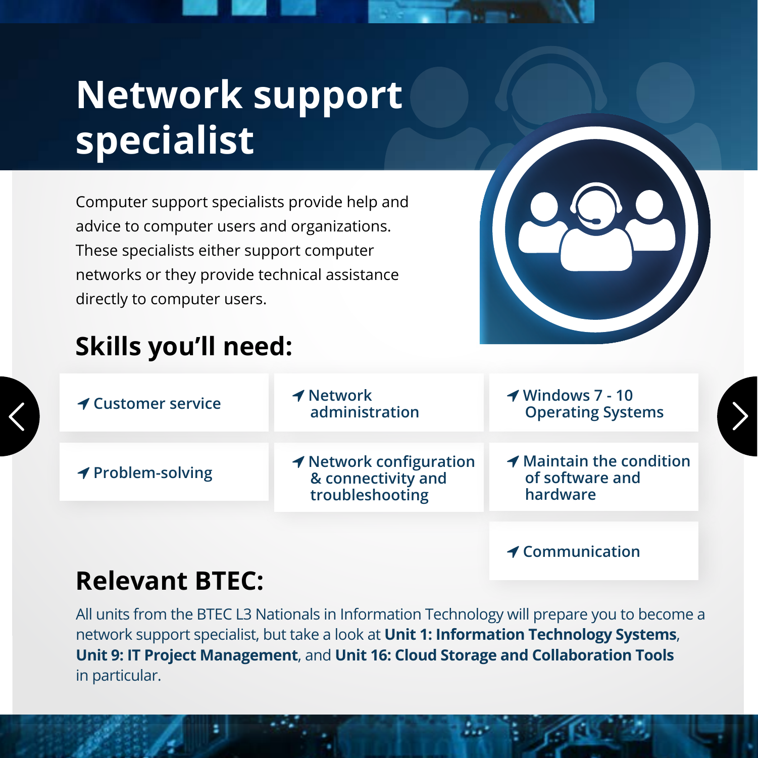# Network support specialist

Computer support specialists provide help and advice to computer users and organizations. These specialists either support computer networks or they provide technical assistance directly to computer users.

## Skills you'll need:

- Customer service
- Network administration
- Windows 7 - 10 Operating Systems
- Problem-solving
- Network configuration & connectivity and troubleshooting
- Maintain the condition of software and hardware
- Communication

## Relevant BTEC:

All units from the BTEC L3 Nationals in Information Technology will prepare you to become a network support specialist, but take a look at **Unit 1: Information Technology Systems**, **Unit 9: IT Project Management**, and **Unit 16: Cloud Storage and Collaboration Tools** in particular.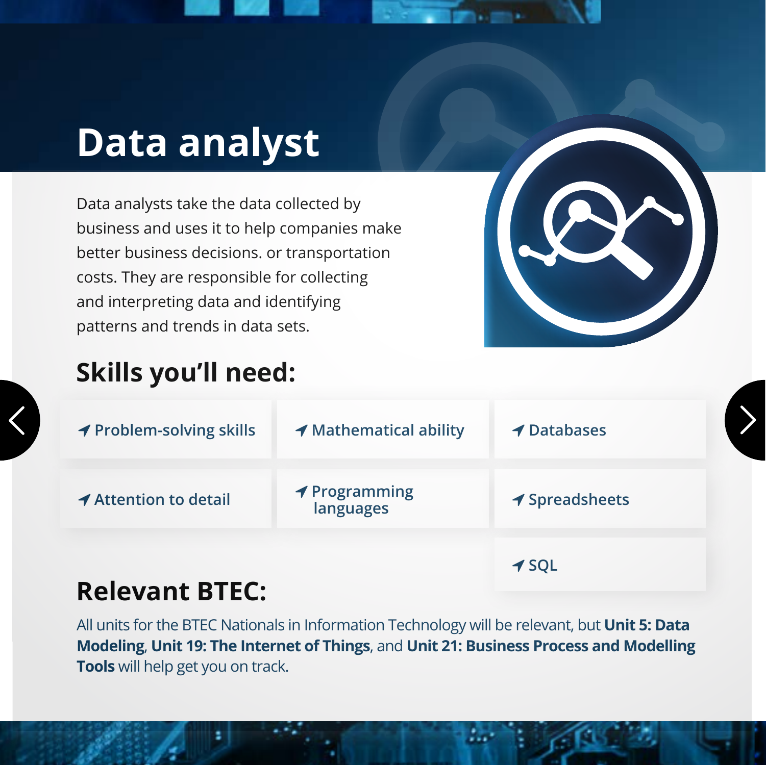# Data analyst

Data analysts take the data collected by business and uses it to help companies make better business decisions. or transportation costs. They are responsible for collecting and interpreting data and identifying patterns and trends in data sets.

## Skills you'll need:

- Problem-solving skills
- Mathematical ability
- Databases
- Attention to detail
- Programming languages
- Spreadsheets
- SQL

## Relevant BTEC:

All units for the BTEC Nationals in Information Technology will be relevant, but **Unit 5: Data Modeling**, **Unit 19: The Internet of Things**, and **Unit 21: Business Process and Modelling Tools** will help get you on track.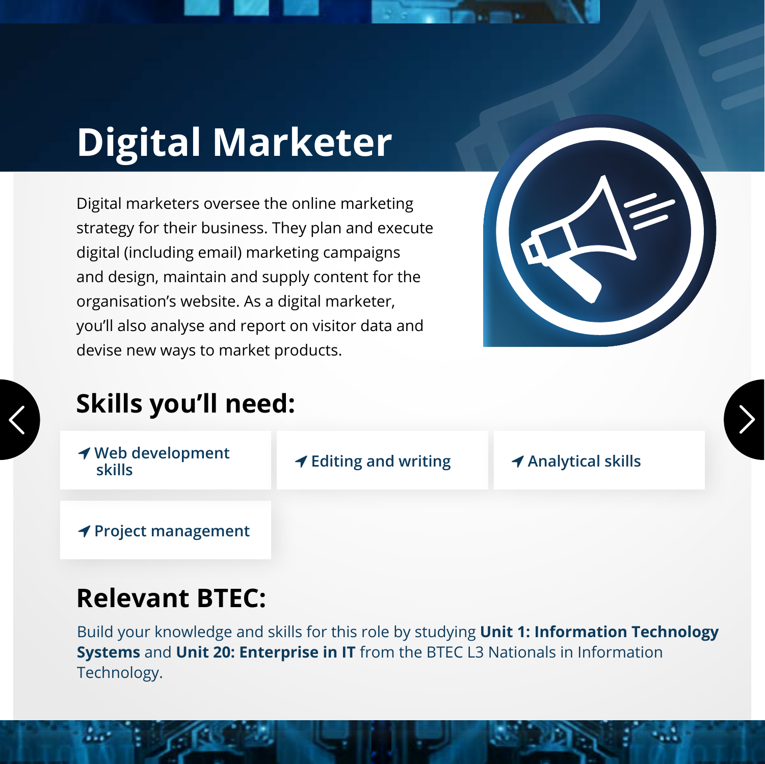# Digital Marketer

Digital marketers oversee the online marketing strategy for their business. They plan and execute digital (including email) marketing campaigns and design, maintain and supply content for the organisation's website. As a digital marketer, you'll also analyse and report on visitor data and devise new ways to market products.

## Skills you'll need:

- Web development skills
- Editing and writing
- Analytical skills
- Project management

## Relevant BTEC:

Build your knowledge and skills for this role by studying **Unit 1: Information Technology Systems** and **Unit 20: Enterprise in IT** from the BTEC L3 Nationals in Information Technology.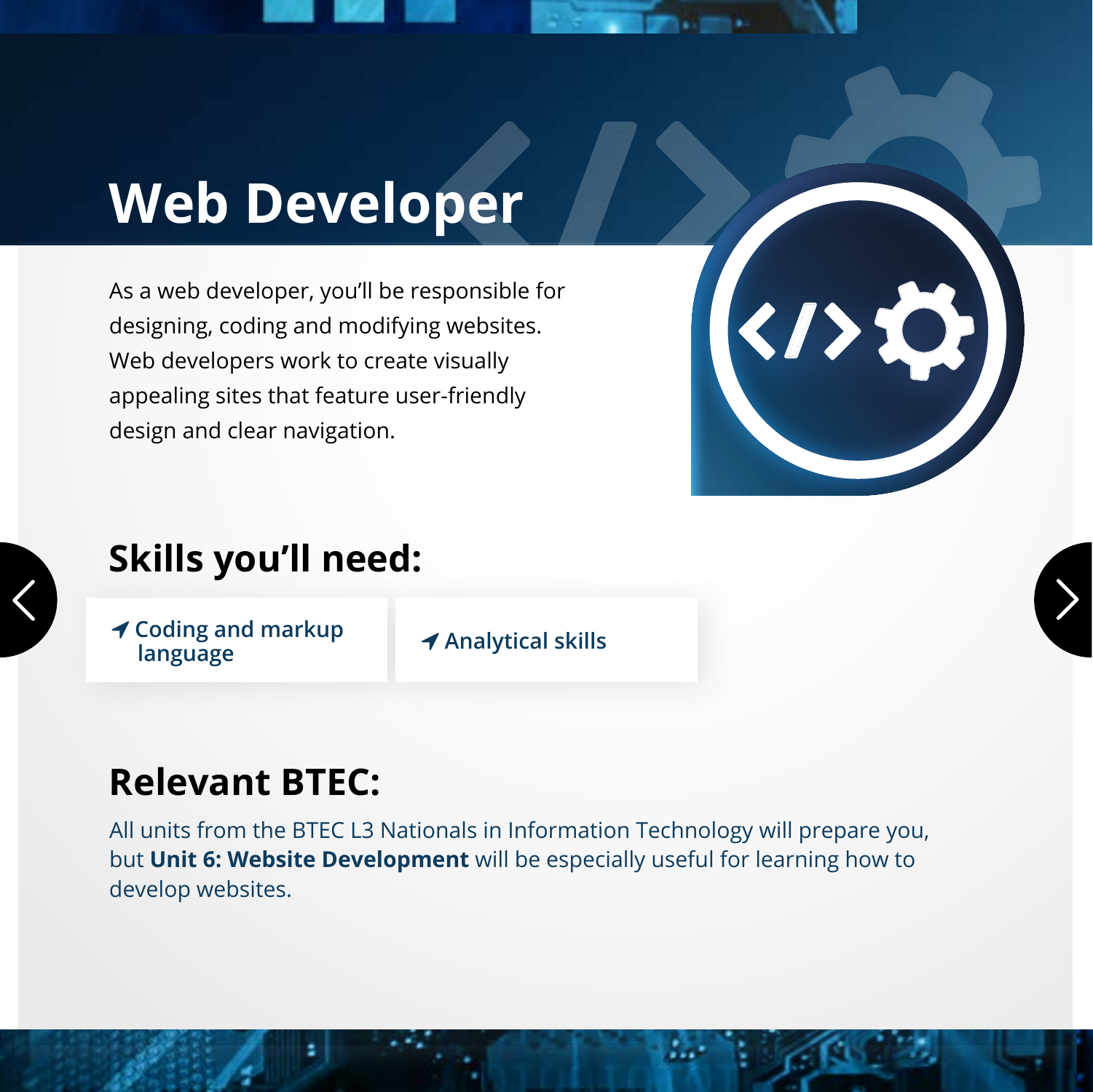# Web Developer

As a web developer, you'll be responsible for designing, coding and modifying websites. Web developers work to create visually appealing sites that feature user-friendly design and clear navigation.

## Skills you'll need:

- Coding and markup language
- Analytical skills

## Relevant BTEC:

All units from the BTEC L3 Nationals in Information Technology will prepare you, but **Unit 6: Website Development** will be especially useful for learning how to develop websites.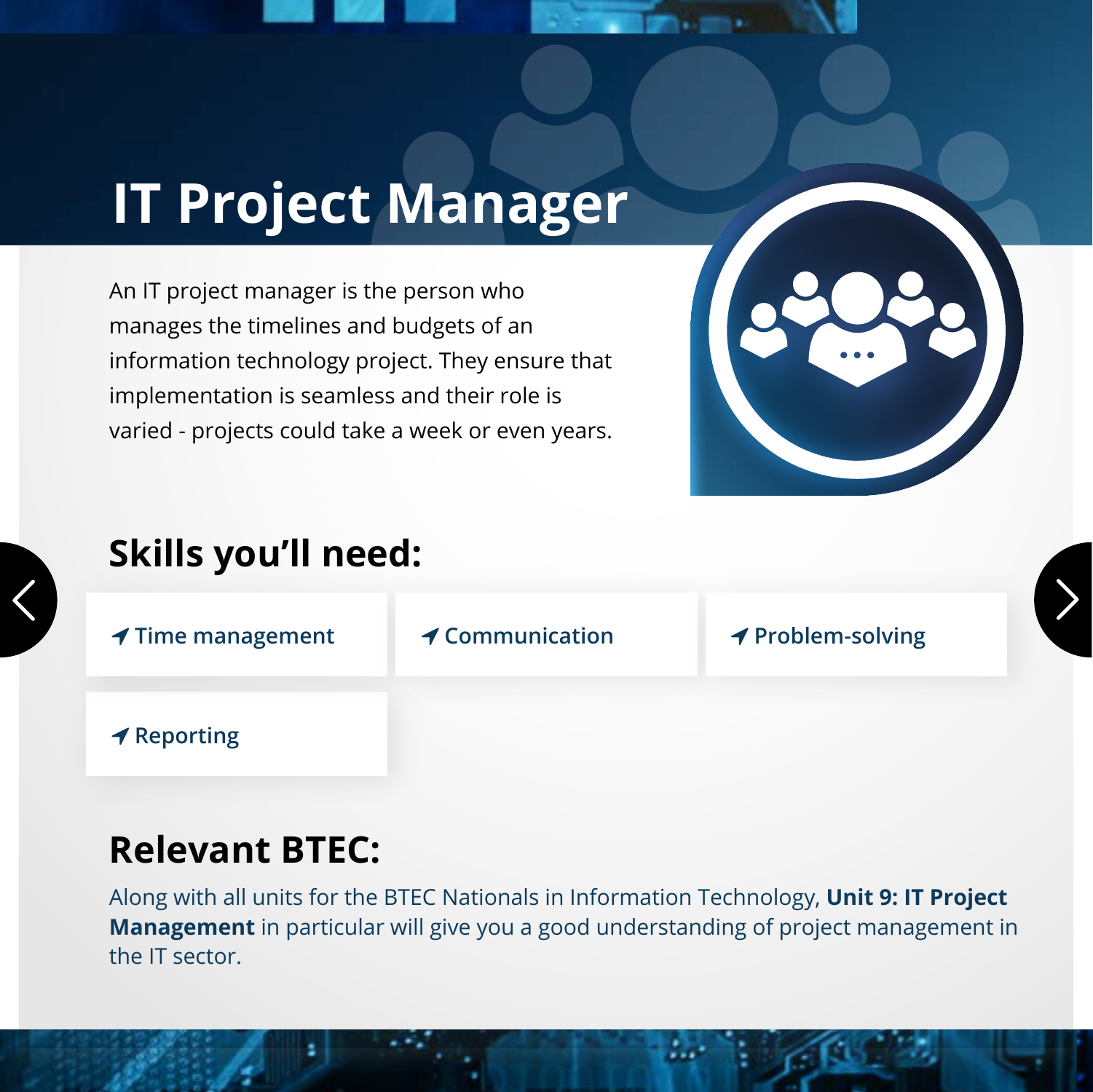# IT Project Manager

An IT project manager is the person who manages the timelines and budgets of an information technology project. They ensure that implementation is seamless and their role is varied - projects could take a week or even years.

## Skills you'll need:

- Time management
- Communication
- Problem-solving
- Reporting

## Relevant BTEC:

Along with all units for the BTEC Nationals in Information Technology, **Unit 9: IT Project Management** in particular will give you a good understanding of project management in the IT sector.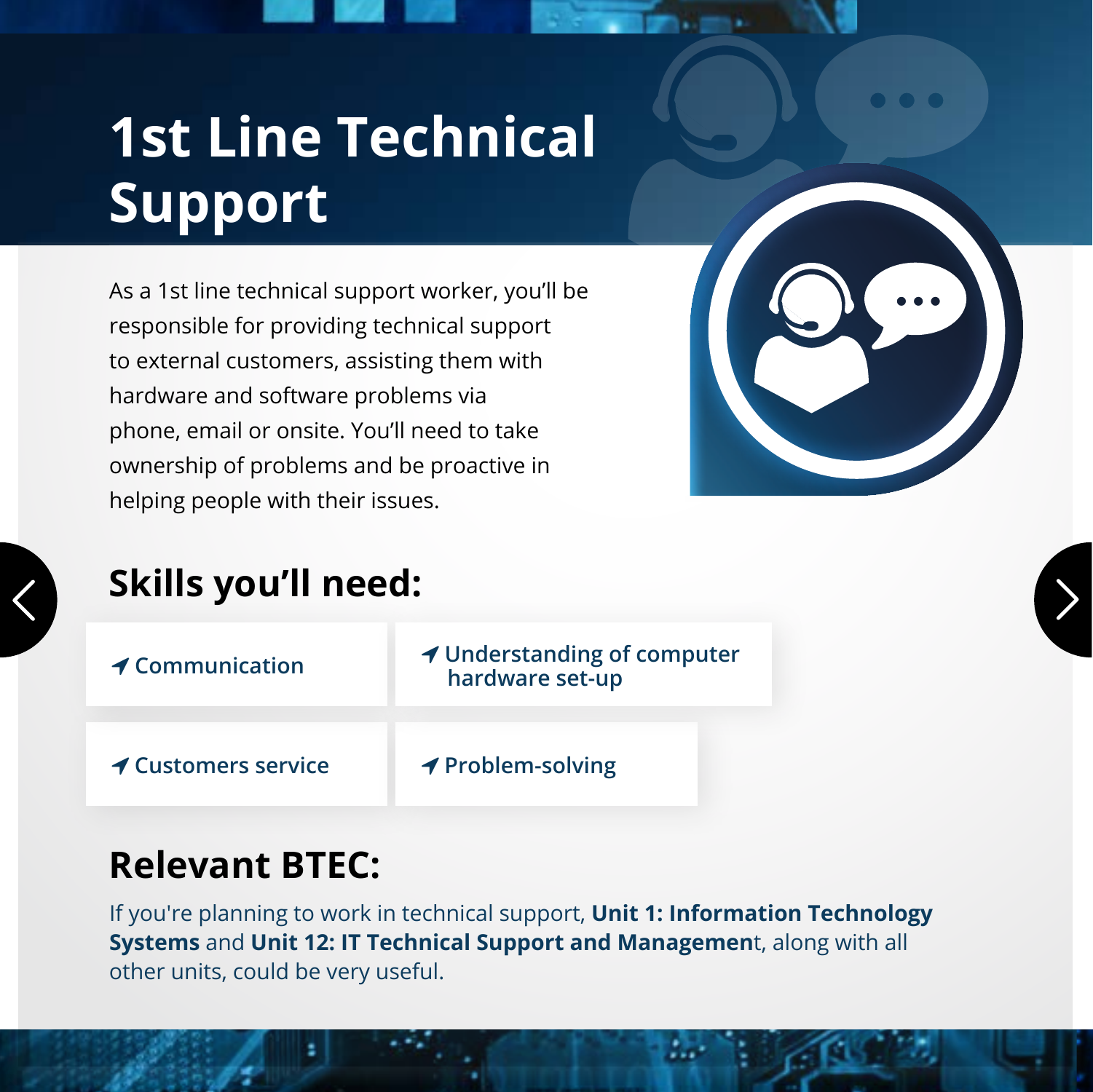# 1st Line Technical Support

As a 1st line technical support worker, you'll be responsible for providing technical support to external customers, assisting them with hardware and software problems via phone, email or onsite. You'll need to take ownership of problems and be proactive in helping people with their issues.

## Skills you'll need:

- Communication
- Understanding of computer hardware set-up
- Customers service
- Problem-solving

## Relevant BTEC:

If you're planning to work in technical support, **Unit 1: Information Technology Systems** and **Unit 12: IT Technical Support and Managemen**t, along with all other units, could be very useful.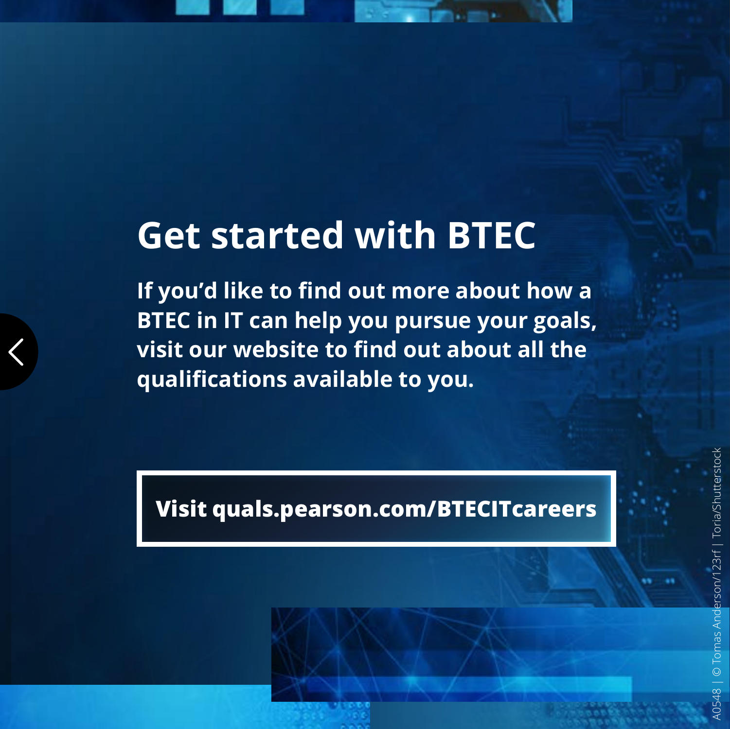# Get started with BTEC

**If you'd like to find out more about how a BTEC in IT can help you pursue your goals, visit our website to find out about all the qualifications available to you.**

**Visit quals.pearson.com/BTECITcareers**

A0548 | © Tomas Anderson/123rf | Toria/Shutterstock